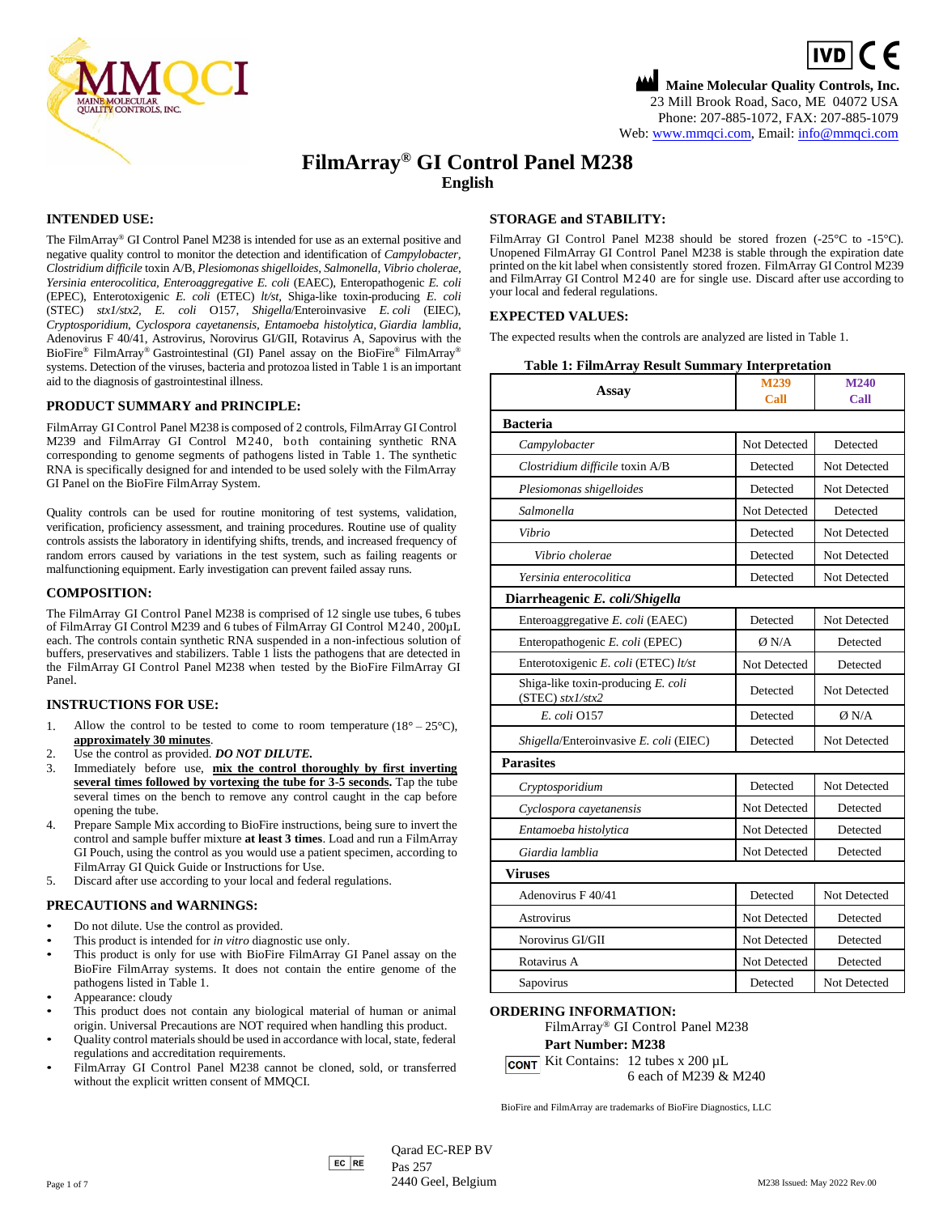IVD CE

Maine Molecular Quality Controls, Inc.
23 Mill Brook Road, Saco, ME 04072 USA
Phone: 207-885-1072, FAX: 207-885-1079
Web: www.mmqci.com, Email: info@mmqci.com

# FilmArray® GI Control Panel M238

**English**

## INTENDED USE:

The FilmArray® GI Control Panel M238 is intended for use as an external positive and negative quality control to monitor the detection and identification of *Campylobacter, Clostridium difficile* toxin A/B, *Plesiomonas shigelloides, Salmonella, Vibrio cholerae, Yersinia enterocolitica,* Enteroaggregative *E. coli* (EAEC), Enteropathogenic *E. coli* (EPEC), Enterotoxigenic *E. coli* (ETEC) *lt/st,* Shiga-like toxin-producing *E. coli* (STEC) *stx1/stx2, E. coli* O157, *Shigella*/Enteroinvasive *E. coli* (EIEC), *Cryptosporidium, Cyclospora cayetanensis, Entamoeba histolytica, Giardia lamblia,* Adenovirus F 40/41, Astrovirus, Norovirus GI/GII, Rotavirus A, Sapovirus with the BioFire® FilmArray® Gastrointestinal (GI) Panel assay on the BioFire® FilmArray® systems. Detection of the viruses, bacteria and protozoa listed in Table 1 is an important aid to the diagnosis of gastrointestinal illness.

## PRODUCT SUMMARY and PRINCIPLE:

FilmArray GI Control Panel M238 is composed of 2 controls, FilmArray GI Control M239 and FilmArray GI Control M240, both containing synthetic RNA corresponding to genome segments of pathogens listed in Table 1. The synthetic RNA is specifically designed for and intended to be used solely with the FilmArray GI Panel on the BioFire FilmArray System.

Quality controls can be used for routine monitoring of test systems, validation, verification, proficiency assessment, and training procedures. Routine use of quality controls assists the laboratory in identifying shifts, trends, and increased frequency of random errors caused by variations in the test system, such as failing reagents or malfunctioning equipment. Early investigation can prevent failed assay runs.

## COMPOSITION:

The FilmArray GI Control Panel M238 is comprised of 12 single use tubes, 6 tubes of FilmArray GI Control M239 and 6 tubes of FilmArray GI Control M240, 200µL each. The controls contain synthetic RNA suspended in a non-infectious solution of buffers, preservatives and stabilizers. Table 1 lists the pathogens that are detected in the FilmArray GI Control Panel M238 when tested by the BioFire FilmArray GI Panel.

## INSTRUCTIONS FOR USE:

1. Allow the control to be tested to come to room temperature (18° – 25°C), **approximately 30 minutes**.
2. Use the control as provided. ***DO NOT DILUTE.***
3. Immediately before use, **mix the control thoroughly by first inverting several times followed by vortexing the tube for 3-5 seconds.** Tap the tube several times on the bench to remove any control caught in the cap before opening the tube.
4. Prepare Sample Mix according to BioFire instructions, being sure to invert the control and sample buffer mixture **at least 3 times**. Load and run a FilmArray GI Pouch, using the control as you would use a patient specimen, according to FilmArray GI Quick Guide or Instructions for Use.
5. Discard after use according to your local and federal regulations.

## PRECAUTIONS and WARNINGS:

- Do not dilute. Use the control as provided.
- This product is intended for *in vitro* diagnostic use only.
- This product is only for use with BioFire FilmArray GI Panel assay on the BioFire FilmArray systems. It does not contain the entire genome of the pathogens listed in Table 1.
- Appearance: cloudy
- This product does not contain any biological material of human or animal origin. Universal Precautions are NOT required when handling this product.
- Quality control materials should be used in accordance with local, state, federal regulations and accreditation requirements.
- FilmArray GI Control Panel M238 cannot be cloned, sold, or transferred without the explicit written consent of MMQCI.

## STORAGE and STABILITY:

FilmArray GI Control Panel M238 should be stored frozen (-25°C to -15°C). Unopened FilmArray GI Control Panel M238 is stable through the expiration date printed on the kit label when consistently stored frozen. FilmArray GI Control M239 and FilmArray GI Control M240 are for single use. Discard after use according to your local and federal regulations.

## EXPECTED VALUES:

The expected results when the controls are analyzed are listed in Table 1.

**Table 1: FilmArray Result Summary Interpretation**

| Assay | M239 Call | M240 Call |
|---|---|---|
| **Bacteria** | | |
| *Campylobacter* | Not Detected | Detected |
| *Clostridium difficile* toxin A/B | Detected | Not Detected |
| *Plesiomonas shigelloides* | Detected | Not Detected |
| *Salmonella* | Not Detected | Detected |
| *Vibrio* | Detected | Not Detected |
| *Vibrio cholerae* | Detected | Not Detected |
| *Yersinia enterocolitica* | Detected | Not Detected |
| **Diarrheagenic *E. coli/Shigella*** | | |
| Enteroaggregative *E. coli* (EAEC) | Detected | Not Detected |
| Enteropathogenic *E. coli* (EPEC) | Ø N/A | Detected |
| Enterotoxigenic *E. coli* (ETEC) *lt/st* | Not Detected | Detected |
| Shiga-like toxin-producing *E. coli* (STEC) *stx1/stx2* | Detected | Not Detected |
| *E. coli* O157 | Detected | Ø N/A |
| *Shigella*/Enteroinvasive *E. coli* (EIEC) | Detected | Not Detected |
| **Parasites** | | |
| *Cryptosporidium* | Detected | Not Detected |
| *Cyclospora cayetanensis* | Not Detected | Detected |
| *Entamoeba histolytica* | Not Detected | Detected |
| *Giardia lamblia* | Not Detected | Detected |
| **Viruses** | | |
| Adenovirus F 40/41 | Detected | Not Detected |
| Astrovirus | Not Detected | Detected |
| Norovirus GI/GII | Not Detected | Detected |
| Rotavirus A | Not Detected | Detected |
| Sapovirus | Detected | Not Detected |

## ORDERING INFORMATION:

FilmArray® GI Control Panel M238

**Part Number: M238**

CONT Kit Contains: 12 tubes x 200 µL
6 each of M239 & M240

BioFire and FilmArray are trademarks of BioFire Diagnostics, LLC

EC REP Qarad EC-REP BV
Pas 257
2440 Geel, Belgium

M238 Issued: May 2022 Rev.00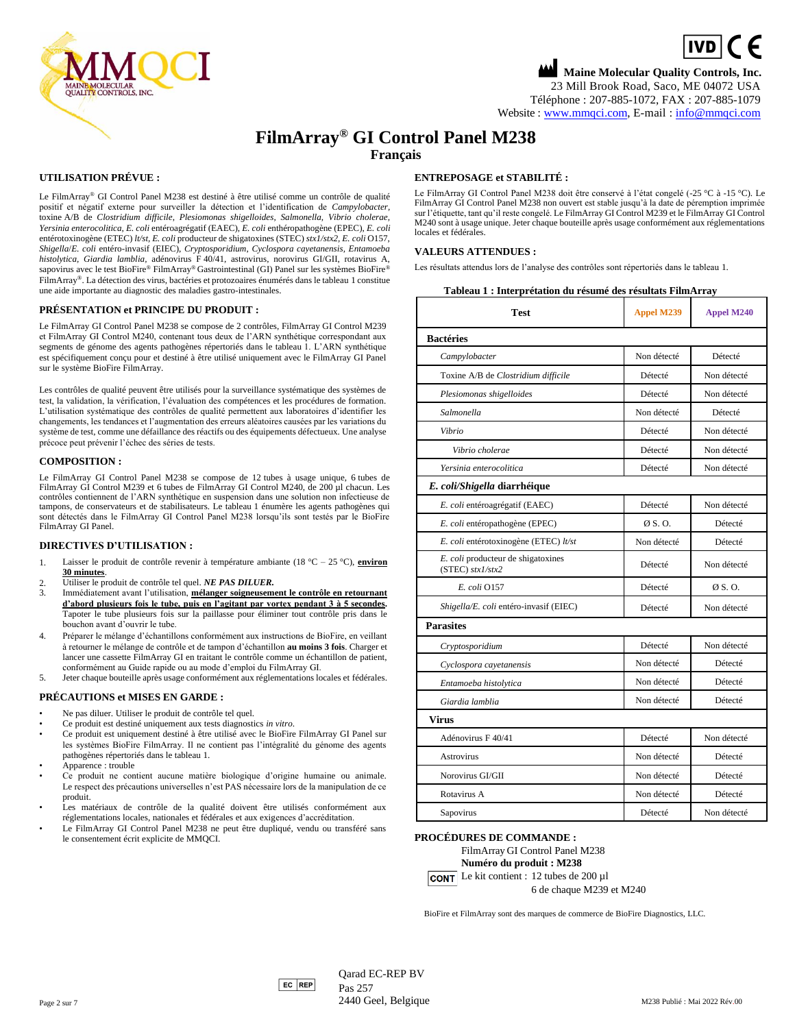**Maine Molecular Quality Controls, Inc.**
23 Mill Brook Road, Saco, ME 04072 USA
Téléphone : 207-885-1072, FAX : 207-885-1079
Website : www.mmqci.com, E-mail : info@mmqci.com

# FilmArray® GI Control Panel M238

## Français

### UTILISATION PRÉVUE :

Le FilmArray® GI Control Panel M238 est destiné à être utilisé comme un contrôle de qualité positif et négatif externe pour surveiller la détection et l'identification de *Campylobacter*, toxine A/B de *Clostridium difficile*, *Plesiomonas shigelloides*, *Salmonella*, *Vibrio cholerae*, *Yersinia enterocolitica*, *E. coli* entéroagrégatif (EAEC), *E. coli* enthéropathogène (EPEC), *E. coli* entérotoxinogène (ETEC) *lt/st*, *E. coli* producteur de shigatoxines (STEC) *stx1/stx2*, *E. coli* O157, *Shigella*/*E. coli* entéro-invasif (EIEC), *Cryptosporidium*, *Cyclospora cayetanensis*, *Entamoeba histolytica*, *Giardia lamblia*, adénovirus F 40/41, astrovirus, norovirus GI/GII, rotavirus A, sapovirus avec le test BioFire® FilmArray® Gastrointestinal (GI) Panel sur les systèmes BioFire® FilmArray®. La détection des virus, bactéries et protozoaires énumérés dans le tableau 1 constitue une aide importante au diagnostic des maladies gastro-intestinales.

### PRÉSENTATION et PRINCIPE DU PRODUIT :

Le FilmArray GI Control Panel M238 se compose de 2 contrôles, FilmArray GI Control M239 et FilmArray GI Control M240, contenant tous deux de l'ARN synthétique correspondant aux segments de génome des agents pathogènes répertoriés dans le tableau 1. L'ARN synthétique est spécifiquement conçu pour et destiné à être utilisé uniquement avec le FilmArray GI Panel sur le système BioFire FilmArray.

Les contrôles de qualité peuvent être utilisés pour la surveillance systématique des systèmes de test, la validation, la vérification, l'évaluation des compétences et les procédures de formation. L'utilisation systématique des contrôles de qualité permettent aux laboratoires d'identifier les changements, les tendances et l'augmentation des erreurs aléatoires causées par les variations du système de test, comme une défaillance des réactifs ou des équipements défectueux. Une analyse précoce peut prévenir l'échec des séries de tests.

### COMPOSITION :

Le FilmArray GI Control Panel M238 se compose de 12 tubes à usage unique, 6 tubes de FilmArray GI Control M239 et 6 tubes de FilmArray GI Control M240, de 200 µl chacun. Les contrôles contiennent de l'ARN synthétique en suspension dans une solution non infectieuse de tampons, de conservateurs et de stabilisateurs. Le tableau 1 énumère les agents pathogènes qui sont détectés dans le FilmArray GI Control Panel M238 lorsqu'ils sont testés par le BioFire FilmArray GI Panel.

### DIRECTIVES D'UTILISATION :

1. Laisser le produit de contrôle revenir à température ambiante (18 °C – 25 °C), **environ 30 minutes**.
2. Utiliser le produit de contrôle tel quel. ***NE PAS DILUER.***
3. Immédiatement avant l'utilisation, **mélanger soigneusement le contrôle en retournant d'abord plusieurs fois le tube, puis en l'agitant par vortex pendant 3 à 5 secondes.** Tapoter le tube plusieurs fois sur la paillasse pour éliminer tout contrôle pris dans le bouchon avant d'ouvrir le tube.
4. Préparer le mélange d'échantillons conformément aux instructions de BioFire, en veillant à retourner le mélange de contrôle et de tampon d'échantillon **au moins 3 fois**. Charger et lancer une cassette FilmArray GI en traitant le contrôle comme un échantillon de patient, conformément au Guide rapide ou au mode d'emploi du FilmArray GI.
5. Jeter chaque bouteille après usage conformément aux réglementations locales et fédérales.

### PRÉCAUTIONS et MISES EN GARDE :

- Ne pas diluer. Utiliser le produit de contrôle tel quel.
- Ce produit est destiné uniquement aux tests diagnostics *in vitro*.
- Ce produit est uniquement destiné à être utilisé avec le BioFire FilmArray GI Panel sur les systèmes BioFire FilmArray. Il ne contient pas l'intégralité du génome des agents pathogènes répertoriés dans le tableau 1.
- Apparence : trouble
- Ce produit ne contient aucune matière biologique d'origine humaine ou animale. Le respect des précautions universelles n'est PAS nécessaire lors de la manipulation de ce produit.
- Les matériaux de contrôle de la qualité doivent être utilisés conformément aux réglementations locales, nationales et fédérales et aux exigences d'accréditation.
- Le FilmArray GI Control Panel M238 ne peut être dupliqué, vendu ou transféré sans le consentement écrit explicite de MMQCI.

### ENTREPOSAGE et STABILITÉ :

Le FilmArray GI Control Panel M238 doit être conservé à l'état congelé (-25 °C à -15 °C). Le FilmArray GI Control Panel M238 non ouvert est stable jusqu'à la date de péremption imprimée sur l'étiquette, tant qu'il reste congelé. Le FilmArray GI Control M239 et le FilmArray GI Control M240 sont à usage unique. Jeter chaque bouteille après usage conformément aux réglementations locales et fédérales.

### VALEURS ATTENDUES :

Les résultats attendus lors de l'analyse des contrôles sont répertoriés dans le tableau 1.

**Tableau 1 : Interprétation du résumé des résultats FilmArray**

| Test | Appel M239 | Appel M240 |
|---|---|---|
| **Bactéries** | | |
| *Campylobacter* | Non détecté | Détecté |
| Toxine A/B de *Clostridium difficile* | Détecté | Non détecté |
| *Plesiomonas shigelloides* | Détecté | Non détecté |
| *Salmonella* | Non détecté | Détecté |
| *Vibrio* | Détecté | Non détecté |
| *Vibrio cholerae* | Détecté | Non détecté |
| *Yersinia enterocolitica* | Détecté | Non détecté |
| ***E. coli/Shigella* diarrhéique** | | |
| *E. coli* entéroagrégatif (EAEC) | Détecté | Non détecté |
| *E. coli* entéropathogène (EPEC) | Ø S. O. | Détecté |
| *E. coli* entérotoxinogène (ETEC) *lt/st* | Non détecté | Détecté |
| *E. coli* producteur de shigatoxines (STEC) *stx1/stx2* | Détecté | Non détecté |
| *E. coli* O157 | Détecté | Ø S. O. |
| *Shigella*/*E. coli* entéro-invasif (EIEC) | Détecté | Non détecté |
| **Parasites** | | |
| *Cryptosporidium* | Détecté | Non détecté |
| *Cyclospora cayetanensis* | Non détecté | Détecté |
| *Entamoeba histolytica* | Non détecté | Détecté |
| *Giardia lamblia* | Non détecté | Détecté |
| **Virus** | | |
| Adénovirus F 40/41 | Détecté | Non détecté |
| Astrovirus | Non détecté | Détecté |
| Norovirus GI/GII | Non détecté | Détecté |
| Rotavirus A | Non détecté | Détecté |
| Sapovirus | Détecté | Non détecté |

### PROCÉDURES DE COMMANDE :

FilmArray GI Control Panel M238
**Numéro du produit : M238**
CONT Le kit contient : 12 tubes de 200 µl
6 de chaque M239 et M240

BioFire et FilmArray sont des marques de commerce de BioFire Diagnostics, LLC.

EC REP Qarad EC-REP BV
Pas 257
2440 Geel, Belgique

M238 Publié : Mai 2022 Rév.00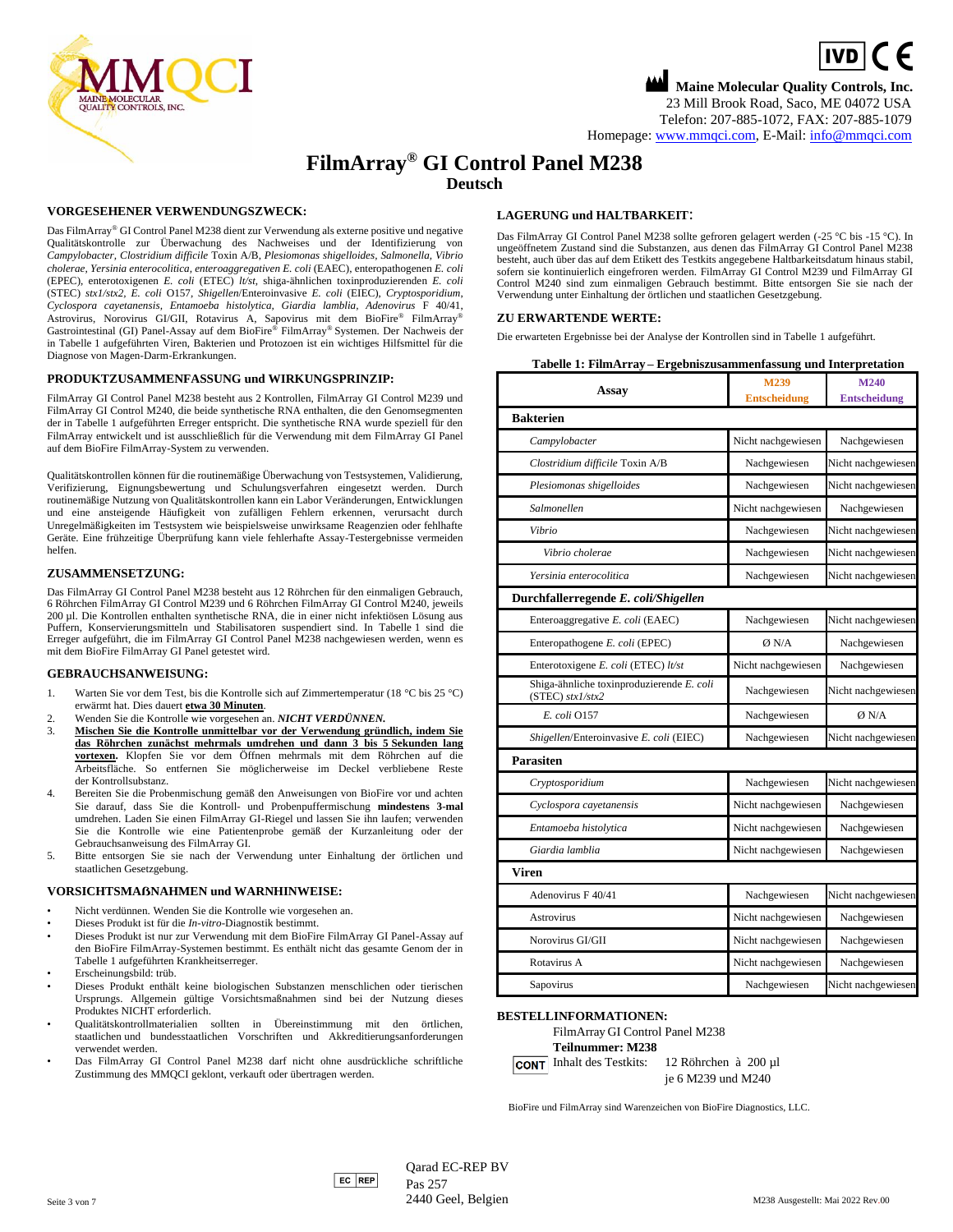Maine Molecular Quality Controls, Inc.
23 Mill Brook Road, Saco, ME 04072 USA
Telefon: 207-885-1072, FAX: 207-885-1079
Homepage: www.mmqci.com, E-Mail: info@mmqci.com

# FilmArray® GI Control Panel M238

## Deutsch

### VORGESEHENER VERWENDUNGSZWECK:

Das FilmArray® GI Control Panel M238 dient zur Verwendung als externe positive und negative Qualitätskontrolle zur Überwachung des Nachweises und der Identifizierung von *Campylobacter, Clostridium difficile* Toxin A/B, *Plesiomonas shigelloides*, *Salmonella*, *Vibrio cholerae*, *Yersinia enterocolitica*, enteroaggregativen *E. coli* (EAEC), enteropathogenen *E. coli* (EPEC), enterotoxigenen *E. coli* (ETEC) *lt/st*, shiga-ähnlichen toxinproduzierenden *E. coli* (STEC) *stx1/stx2*, *E. coli* O157, *Shigellen*/Enteroinvasive *E. coli* (EIEC), *Cryptosporidium*, *Cyclospora cayetanensis*, *Entamoeba histolytica*, *Giardia lamblia*, *Adenovirus* F 40/41, Astrovirus, Norovirus GI/GII, Rotavirus A, Sapovirus mit dem BioFire® FilmArray® Gastrointestinal (GI) Panel-Assay auf dem BioFire® FilmArray® Systemen. Der Nachweis der in Tabelle 1 aufgeführten Viren, Bakterien und Protozoen ist ein wichtiges Hilfsmittel für die Diagnose von Magen-Darm-Erkrankungen.

### PRODUKTZUSAMMENFASSUNG und WIRKUNGSPRINZIP:

FilmArray GI Control Panel M238 besteht aus 2 Kontrollen, FilmArray GI Control M239 und FilmArray GI Control M240, die beide synthetische RNA enthalten, die den Genomsegmenten der in Tabelle 1 aufgeführten Erreger entspricht. Die synthetische RNA wurde speziell für den FilmArray entwickelt und ist ausschließlich für die Verwendung mit dem FilmArray GI Panel auf dem BioFire FilmArray-System zu verwenden.

Qualitätskontrollen können für die routinemäßige Überwachung von Testsystemen, Validierung, Verifizierung, Eignungsbewertung und Schulungsverfahren eingesetzt werden. Durch routinemäßige Nutzung von Qualitätskontrollen kann ein Labor Veränderungen, Entwicklungen und eine ansteigende Häufigkeit von zufälligen Fehlern erkennen, verursacht durch Unregelmäßigkeiten im Testsystem wie beispielsweise unwirksame Reagenzien oder fehlhafte Geräte. Eine frühzeitige Überprüfung kann viele fehlerhafte Assay-Testergebnisse vermeiden helfen.

### ZUSAMMENSETZUNG:

Das FilmArray GI Control Panel M238 besteht aus 12 Röhrchen für den einmaligen Gebrauch, 6 Röhrchen FilmArray GI Control M239 und 6 Röhrchen FilmArray GI Control M240, jeweils 200 µl. Die Kontrollen enthalten synthetische RNA, die in einer nicht infektiösen Lösung aus Puffern, Konservierungsmitteln und Stabilisatoren suspendiert sind. In Tabelle 1 sind die Erreger aufgeführt, die im FilmArray GI Control Panel M238 nachgewiesen werden, wenn es mit dem BioFire FilmArray GI Panel getestet wird.

### GEBRAUCHSANWEISUNG:

1. Warten Sie vor dem Test, bis die Kontrolle sich auf Zimmertemperatur (18 °C bis 25 °C) erwärmt hat. Dies dauert **etwa 30 Minuten**.
2. Wenden Sie die Kontrolle wie vorgesehen an. ***NICHT VERDÜNNEN.***
3. **Mischen Sie die Kontrolle unmittelbar vor der Verwendung gründlich, indem Sie das Röhrchen zunächst mehrmals umdrehen und dann 3 bis 5 Sekunden lang vortexen.** Klopfen Sie vor dem Öffnen mehrmals mit dem Röhrchen auf die Arbeitsfläche. So entfernen Sie möglicherweise im Deckel verbliebene Reste der Kontrollsubstanz.
4. Bereiten Sie die Probenmischung gemäß den Anweisungen von BioFire vor und achten Sie darauf, dass Sie die Kontroll- und Probenpuffermischung **mindestens 3-mal** umdrehen. Laden Sie einen FilmArray GI-Riegel und lassen Sie ihn laufen; verwenden Sie die Kontrolle wie eine Patientenprobe gemäß der Kurzanleitung oder der Gebrauchsanweisung des FilmArray GI.
5. Bitte entsorgen Sie sie nach der Verwendung unter Einhaltung der örtlichen und staatlichen Gesetzgebung.

### VORSICHTSMAßNAHMEN und WARNHINWEISE:

- Nicht verdünnen. Wenden Sie die Kontrolle wie vorgesehen an.
- Dieses Produkt ist für die *In-vitro*-Diagnostik bestimmt.
- Dieses Produkt ist nur zur Verwendung mit dem BioFire FilmArray GI Panel-Assay auf den BioFire FilmArray-Systemen bestimmt. Es enthält nicht das gesamte Genom der in Tabelle 1 aufgeführten Krankheitserreger.
- Erscheinungsbild: trüb.
- Dieses Produkt enthält keine biologischen Substanzen menschlichen oder tierischen Ursprungs. Allgemein gültige Vorsichtsmaßnahmen sind bei der Nutzung dieses Produktes NICHT erforderlich.
- Qualitätskontrollmaterialien sollten in Übereinstimmung mit den örtlichen, staatlichen und bundesstaatlichen Vorschriften und Akkreditierungsanforderungen verwendet werden.
- Das FilmArray GI Control Panel M238 darf nicht ohne ausdrückliche schriftliche Zustimmung des MMQCI geklont, verkauft oder übertragen werden.

### LAGERUNG und HALTBARKEIT:

Das FilmArray GI Control Panel M238 sollte gefroren gelagert werden (-25 °C bis -15 °C). In ungeöffnetem Zustand sind die Substanzen, aus denen das FilmArray GI Control Panel M238 besteht, auch über das auf dem Etikett des Testkits angegebene Haltbarkeitsdatum hinaus stabil, sofern sie kontinuierlich eingefroren werden. FilmArray GI Control M239 und FilmArray GI Control M240 sind zum einmaligen Gebrauch bestimmt. Bitte entsorgen Sie sie nach der Verwendung unter Einhaltung der örtlichen und staatlichen Gesetzgebung.

### ZU ERWARTENDE WERTE:

Die erwarteten Ergebnisse bei der Analyse der Kontrollen sind in Tabelle 1 aufgeführt.

**Tabelle 1: FilmArray – Ergebniszusammenfassung und Interpretation**

| Assay | M239 Entscheidung | M240 Entscheidung |
|---|---|---|
| **Bakterien** | | |
| *Campylobacter* | Nicht nachgewiesen | Nachgewiesen |
| *Clostridium difficile* Toxin A/B | Nachgewiesen | Nicht nachgewiesen |
| *Plesiomonas shigelloides* | Nachgewiesen | Nicht nachgewiesen |
| *Salmonellen* | Nicht nachgewiesen | Nachgewiesen |
| *Vibrio* | Nachgewiesen | Nicht nachgewiesen |
| *Vibrio cholerae* | Nachgewiesen | Nicht nachgewiesen |
| *Yersinia enterocolitica* | Nachgewiesen | Nicht nachgewiesen |
| **Durchfallerregende *E. coli*/*Shigellen*** | | |
| Enteroaggregative *E. coli* (EAEC) | Nachgewiesen | Nicht nachgewiesen |
| Enteropathogene *E. coli* (EPEC) | Ø N/A | Nachgewiesen |
| Enterotoxigene *E. coli* (ETEC) *lt/st* | Nicht nachgewiesen | Nachgewiesen |
| Shiga-ähnliche toxinproduzierende *E. coli* (STEC) *stx1/stx2* | Nachgewiesen | Nicht nachgewiesen |
| *E. coli* O157 | Nachgewiesen | Ø N/A |
| *Shigellen*/Enteroinvasive *E. coli* (EIEC) | Nachgewiesen | Nicht nachgewiesen |
| **Parasiten** | | |
| *Cryptosporidium* | Nachgewiesen | Nicht nachgewiesen |
| *Cyclospora cayetanensis* | Nicht nachgewiesen | Nachgewiesen |
| *Entamoeba histolytica* | Nicht nachgewiesen | Nachgewiesen |
| *Giardia lamblia* | Nicht nachgewiesen | Nachgewiesen |
| **Viren** | | |
| Adenovirus F 40/41 | Nachgewiesen | Nicht nachgewiesen |
| Astrovirus | Nicht nachgewiesen | Nachgewiesen |
| Norovirus GI/GII | Nicht nachgewiesen | Nachgewiesen |
| Rotavirus A | Nicht nachgewiesen | Nachgewiesen |
| Sapovirus | Nachgewiesen | Nicht nachgewiesen |

### BESTELLINFORMATIONEN:

FilmArray GI Control Panel M238
**Teilnummer: M238**
CONT Inhalt des Testkits: 12 Röhrchen à 200 µl
je 6 M239 und M240

BioFire und FilmArray sind Warenzeichen von BioFire Diagnostics, LLC.

EC REP Qarad EC-REP BV
Pas 257
2440 Geel, Belgien

M238 Ausgestellt: Mai 2022 Rev.00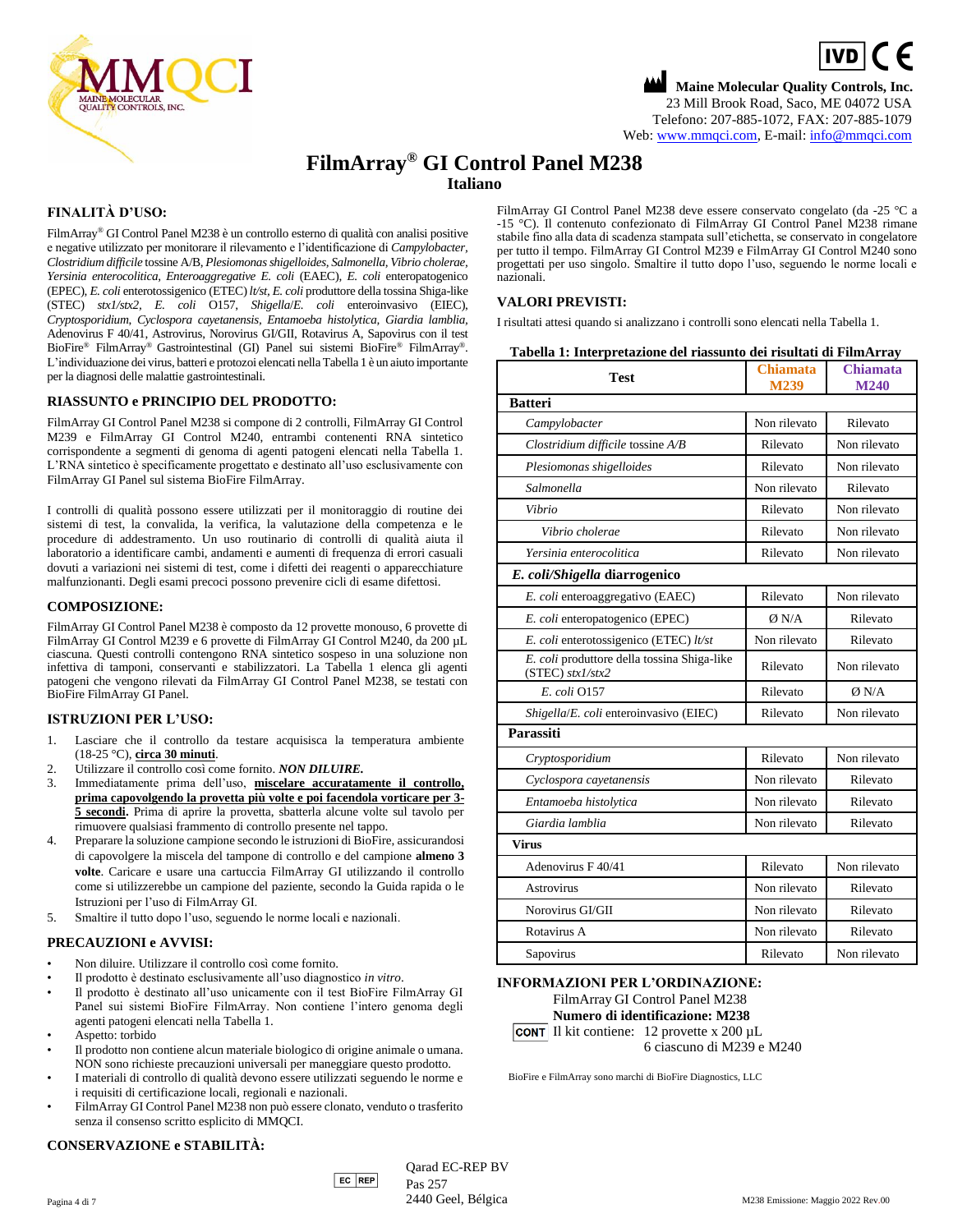**Maine Molecular Quality Controls, Inc.**
23 Mill Brook Road, Saco, ME 04072 USA
Telefono: 207-885-1072, FAX: 207-885-1079
Web: www.mmqci.com, E-mail: info@mmqci.com

# FilmArray® GI Control Panel M238

## Italiano

### FINALITÀ D'USO:

FilmArray® GI Control Panel M238 è un controllo esterno di qualità con analisi positive e negative utilizzato per monitorare il rilevamento e l'identificazione di *Campylobacter*, *Clostridium difficile* tossine A/B, *Plesiomonas shigelloides*, *Salmonella*, *Vibrio cholerae*, *Yersinia enterocolitica*, *Enteroaggregative E. coli* (EAEC), *E. coli* enteropatogenico (EPEC), *E. coli* enterotossigenico (ETEC) *lt/st*, *E. coli* produttore della tossina Shiga-like (STEC) *stx1/stx2*, *E. coli* O157, *Shigella*/*E. coli* enteroinvasivo (EIEC), *Cryptosporidium*, *Cyclospora cayetanensis*, *Entamoeba histolytica*, *Giardia lamblia*, Adenovirus F 40/41, Astrovirus, Norovirus GI/GII, Rotavirus A, Sapovirus con il test BioFire® FilmArray® Gastrointestinal (GI) Panel sui sistemi BioFire® FilmArray®. L'individuazione dei virus, batteri e protozoi elencati nella Tabella 1 è un aiuto importante per la diagnosi delle malattie gastrointestinali.

### RIASSUNTO e PRINCIPIO DEL PRODOTTO:

FilmArray GI Control Panel M238 si compone di 2 controlli, FilmArray GI Control M239 e FilmArray GI Control M240, entrambi contenenti RNA sintetico corrispondente a segmenti di genoma di agenti patogeni elencati nella Tabella 1. L'RNA sintetico è specificamente progettato e destinato all'uso esclusivamente con FilmArray GI Panel sul sistema BioFire FilmArray.

I controlli di qualità possono essere utilizzati per il monitoraggio di routine dei sistemi di test, la convalida, la verifica, la valutazione della competenza e le procedure di addestramento. Un uso routinario di controlli di qualità aiuta il laboratorio a identificare cambi, andamenti e aumenti di frequenza di errori casuali dovuti a variazioni nei sistemi di test, come i difetti dei reagenti o apparecchiature malfunzionanti. Degli esami precoci possono prevenire cicli di esame difettosi.

### COMPOSIZIONE:

FilmArray GI Control Panel M238 è composto da 12 provette monouso, 6 provette di FilmArray GI Control M239 e 6 provette di FilmArray GI Control M240, da 200 µL ciascuna. Questi controlli contengono RNA sintetico sospeso in una soluzione non infettiva di tamponi, conservanti e stabilizzatori. La Tabella 1 elenca gli agenti patogeni che vengono rilevati da FilmArray GI Control Panel M238, se testati con BioFire FilmArray GI Panel.

### ISTRUZIONI PER L'USO:

1. Lasciare che il controllo da testare acquisisca la temperatura ambiente (18-25 °C), **circa 30 minuti**.
2. Utilizzare il controllo così come fornito. ***NON DILUIRE.***
3. Immediatamente prima dell'uso, **miscelare accuratamente il controllo, prima capovolgendo la provetta più volte e poi facendola vorticare per 3-5 secondi.** Prima di aprire la provetta, sbatterla alcune volte sul tavolo per rimuovere qualsiasi frammento di controllo presente nel tappo.
4. Preparare la soluzione campione secondo le istruzioni di BioFire, assicurandosi di capovolgere la miscela del tampone di controllo e del campione **almeno 3 volte**. Caricare e usare una cartuccia FilmArray GI utilizzando il controllo come si utilizzerebbe un campione del paziente, secondo la Guida rapida o le Istruzioni per l'uso di FilmArray GI.
5. Smaltire il tutto dopo l'uso, seguendo le norme locali e nazionali.

### PRECAUZIONI e AVVISI:

- Non diluire. Utilizzare il controllo così come fornito.
- Il prodotto è destinato esclusivamente all'uso diagnostico *in vitro*.
- Il prodotto è destinato all'uso unicamente con il test BioFire FilmArray GI Panel sui sistemi BioFire FilmArray. Non contiene l'intero genoma degli agenti patogeni elencati nella Tabella 1.
- Aspetto: torbido
- Il prodotto non contiene alcun materiale biologico di origine animale o umana. NON sono richieste precauzioni universali per maneggiare questo prodotto.
- I materiali di controllo di qualità devono essere utilizzati seguendo le norme e i requisiti di certificazione locali, regionali e nazionali.
- FilmArray GI Control Panel M238 non può essere clonato, venduto o trasferito senza il consenso scritto esplicito di MMQCI.

### CONSERVAZIONE e STABILITÀ:

FilmArray GI Control Panel M238 deve essere conservato congelato (da -25 °C a -15 °C). Il contenuto confezionato di FilmArray GI Control Panel M238 rimane stabile fino alla data di scadenza stampata sull'etichetta, se conservato in congelatore per tutto il tempo. FilmArray GI Control M239 e FilmArray GI Control M240 sono progettati per uso singolo. Smaltire il tutto dopo l'uso, seguendo le norme locali e nazionali.

### VALORI PREVISTI:

I risultati attesi quando si analizzano i controlli sono elencati nella Tabella 1.

**Tabella 1: Interpretazione del riassunto dei risultati di FilmArray**

| Test | Chiamata M239 | Chiamata M240 |
|---|---|---|
| **Batteri** | | |
| *Campylobacter* | Non rilevato | Rilevato |
| *Clostridium difficile* tossine A/B | Rilevato | Non rilevato |
| *Plesiomonas shigelloides* | Rilevato | Non rilevato |
| *Salmonella* | Non rilevato | Rilevato |
| *Vibrio* | Rilevato | Non rilevato |
| *Vibrio cholerae* | Rilevato | Non rilevato |
| *Yersinia enterocolitica* | Rilevato | Non rilevato |
| ***E. coli/Shigella* diarrogenico** | | |
| *E. coli* enteroaggregativo (EAEC) | Rilevato | Non rilevato |
| *E. coli* enteropatogenico (EPEC) | Ø N/A | Rilevato |
| *E. coli* enterotossigenico (ETEC) *lt/st* | Non rilevato | Rilevato |
| *E. coli* produttore della tossina Shiga-like (STEC) *stx1/stx2* | Rilevato | Non rilevato |
| *E. coli* O157 | Rilevato | Ø N/A |
| *Shigella*/*E. coli* enteroinvasivo (EIEC) | Rilevato | Non rilevato |
| **Parassiti** | | |
| *Cryptosporidium* | Rilevato | Non rilevato |
| *Cyclospora cayetanensis* | Non rilevato | Rilevato |
| *Entamoeba histolytica* | Non rilevato | Rilevato |
| *Giardia lamblia* | Non rilevato | Rilevato |
| **Virus** | | |
| Adenovirus F 40/41 | Rilevato | Non rilevato |
| Astrovirus | Non rilevato | Rilevato |
| Norovirus GI/GII | Non rilevato | Rilevato |
| Rotavirus A | Non rilevato | Rilevato |
| Sapovirus | Rilevato | Non rilevato |

### INFORMAZIONI PER L'ORDINAZIONE:

FilmArray GI Control Panel M238
**Numero di identificazione: M238**
CONT Il kit contiene: 12 provette x 200 µL
6 ciascuno di M239 e M240

BioFire e FilmArray sono marchi di BioFire Diagnostics, LLC

EC REP Qarad EC-REP BV
Pas 257
2440 Geel, Bélgica

M238 Emissione: Maggio 2022 Rev.00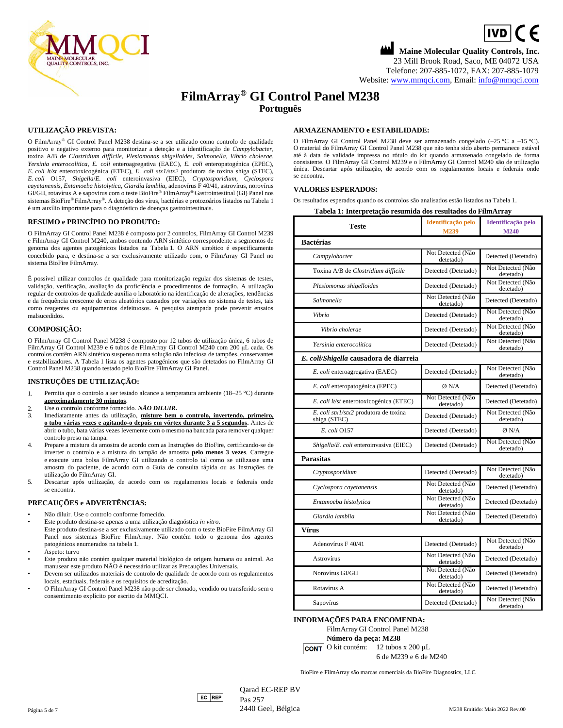Maine Molecular Quality Controls, Inc.
23 Mill Brook Road, Saco, ME 04072 USA
Telefone: 207-885-1072, FAX: 207-885-1079
Website: www.mmqci.com, Email: info@mmqci.com

# FilmArray® GI Control Panel M238

## Português

### UTILIZAÇÃO PREVISTA:

O FilmArray® GI Control Panel M238 destina-se a ser utilizado como controlo de qualidade positivo e negativo externo para monitorizar a deteção e a identificação de *Campylobacter*, toxina A/B de *Clostridium difficile*, *Plesiomonas shigelloides*, *Salmonella*, *Vibrio cholerae*, *Yersinia enterocolitica*, *E. coli* enteroagregativa (EAEC), *E. coli* enteropatogénica (EPEC), *E. coli lt/st* enterotoxicogénica (ETEC), *E. coli stx1/stx2* produtora de toxina shiga (STEC), *E. coli* O157, *Shigella*/*E. coli* enteroinvasiva (EIEC), *Cryptosporidium*, *Cyclospora cayetanensis*, *Entamoeba histolytica*, *Giardia lamblia*, adenovírus F 40/41, astrovírus, norovírus GI/GII, rotavírus A e sapovírus com o teste BioFire® FilmArray® Gastrointestinal (GI) Panel nos sistemas BioFire® FilmArray®. A deteção dos vírus, bactérias e protozoários listados na Tabela 1 é um auxílio importante para o diagnóstico de doenças gastrointestinais.

### RESUMO e PRINCÍPIO DO PRODUTO:

O FilmArray GI Control Panel M238 é composto por 2 controlos, FilmArray GI Control M239 e FilmArray GI Control M240, ambos contendo ARN sintético correspondente a segmentos de genoma dos agentes patogénicos listados na Tabela 1. O ARN sintético é especificamente concebido para, e destina-se a ser exclusivamente utilizado com, o FilmArray GI Panel no sistema BioFire FilmArray.

É possível utilizar controlos de qualidade para monitorização regular dos sistemas de testes, validação, verificação, avaliação da proficiência e procedimentos de formação. A utilização regular de controlos de qualidade auxilia o laboratório na identificação de alterações, tendências e da frequência crescente de erros aleatórios causados por variações no sistema de testes, tais como reagentes ou equipamentos defeituosos. A pesquisa atempada pode prevenir ensaios malsucedidos.

### COMPOSIÇÃO:

O FilmArray GI Control Panel M238 é composto por 12 tubos de utilização única, 6 tubos de FilmArray GI Control M239 e 6 tubos de FilmArray GI Control M240 com 200 µL cada. Os controlos contêm ARN sintético suspenso numa solução não infeciosa de tampões, conservantes e estabilizadores. A Tabela 1 lista os agentes patogénicos que são detetados no FilmArray GI Control Panel M238 quando testado pelo BioFire FilmArray GI Panel.

### INSTRUÇÕES DE UTILIZAÇÃO:

1. Permita que o controlo a ser testado alcance a temperatura ambiente (18–25 °C) durante **aproximadamente 30 minutos**.
2. Use o controlo conforme fornecido. ***NÃO DILUIR.***
3. Imediatamente antes da utilização, **misture bem o controlo, invertendo, primeiro, o tubo várias vezes e agitando-o depois em vórtex durante 3 a 5 segundos.** Antes de abrir o tubo, bata várias vezes levemente com o mesmo na bancada para remover qualquer controlo preso na tampa.
4. Prepare a mistura da amostra de acordo com as Instruções do BioFire, certificando-se de inverter o controlo e a mistura do tampão de amostra **pelo menos 3 vezes**. Carregue e execute uma bolsa FilmArray GI utilizando o controlo tal como se utilizasse uma amostra do paciente, de acordo com o Guia de consulta rápida ou as Instruções de utilização do FilmArray GI.
5. Descartar após utilização, de acordo com os regulamentos locais e federais onde se encontra.

### PRECAUÇÕES e ADVERTÊNCIAS:

- Não diluir. Use o controlo conforme fornecido.
- Este produto destina-se apenas a uma utilização diagnóstica *in vitro*.
  Este produto destina-se a ser exclusivamente utilizado com o teste BioFire FilmArray GI Panel nos sistemas BioFire FilmArray. Não contém todo o genoma dos agentes patogénicos enumerados na tabela 1.
- Aspeto: turvo
- Este produto não contém qualquer material biológico de origem humana ou animal. Ao manusear este produto NÃO é necessário utilizar as Precauções Universais.
- Devem ser utilizados materiais de controlo de qualidade de acordo com os regulamentos locais, estaduais, federais e os requisitos de acreditação.
- O FilmArray GI Control Panel M238 não pode ser clonado, vendido ou transferido sem o consentimento explícito por escrito da MMQCI.

### ARMAZENAMENTO e ESTABILIDADE:

O FilmArray GI Control Panel M238 deve ser armazenado congelado (–25 °C a –15 °C). O material do FilmArray GI Control Panel M238 que não tenha sido aberto permanece estável até à data de validade impressa no rótulo do kit quando armazenado congelado de forma consistente. O FilmArray GI Control M239 e o FilmArray GI Control M240 são de utilização única. Descartar após utilização, de acordo com os regulamentos locais e federais onde se encontra.

### VALORES ESPERADOS:

Os resultados esperados quando os controlos são analisados estão listados na Tabela 1.

**Tabela 1: Interpretação resumida dos resultados do FilmArray**

| Teste | Identificação pelo M239 | Identificação pelo M240 |
|---|---|---|
| **Bactérias** | | |
| *Campylobacter* | Not Detected (Não detetado) | Detected (Detetado) |
| Toxina A/B de *Clostridium difficile* | Detected (Detetado) | Not Detected (Não detetado) |
| *Plesiomonas shigelloides* | Detected (Detetado) | Not Detected (Não detetado) |
| *Salmonella* | Not Detected (Não detetado) | Detected (Detetado) |
| *Vibrio* | Detected (Detetado) | Not Detected (Não detetado) |
| *Vibrio cholerae* | Detected (Detetado) | Not Detected (Não detetado) |
| *Yersinia enterocolitica* | Detected (Detetado) | Not Detected (Não detetado) |
| ***E. coli/Shigella* causadora de diarreia** | | |
| *E. coli* enteroagregativa (EAEC) | Detected (Detetado) | Not Detected (Não detetado) |
| *E. coli* enteropatogénica (EPEC) | Ø N/A | Detected (Detetado) |
| *E. coli lt/st* enterotoxicogénica (ETEC) | Not Detected (Não detetado) | Detected (Detetado) |
| *E. coli stx1/stx2* produtora de toxina shiga (STEC) | Detected (Detetado) | Not Detected (Não detetado) |
| *E. coli* O157 | Detected (Detetado) | Ø N/A |
| *Shigella*/*E. coli* enteroinvasiva (EIEC) | Detected (Detetado) | Not Detected (Não detetado) |
| **Parasitas** | | |
| *Cryptosporidium* | Detected (Detetado) | Not Detected (Não detetado) |
| *Cyclospora cayetanensis* | Not Detected (Não detetado) | Detected (Detetado) |
| *Entamoeba histolytica* | Not Detected (Não detetado) | Detected (Detetado) |
| *Giardia lamblia* | Not Detected (Não detetado) | Detected (Detetado) |
| **Vírus** | | |
| Adenovírus F 40/41 | Detected (Detetado) | Not Detected (Não detetado) |
| Astrovírus | Not Detected (Não detetado) | Detected (Detetado) |
| Norovírus GI/GII | Not Detected (Não detetado) | Detected (Detetado) |
| Rotavírus A | Not Detected (Não detetado) | Detected (Detetado) |
| Sapovírus | Detected (Detetado) | Not Detected (Não detetado) |

### INFORMAÇÕES PARA ENCOMENDA:

FilmArray GI Control Panel M238
**Número da peça: M238**
CONT O kit contém: 12 tubos x 200 µL
6 de M239 e 6 de M240

BioFire e FilmArray são marcas comerciais da BioFire Diagnostics, LLC

EC REP Qarad EC-REP BV
Pas 257
2440 Geel, Bélgica

M238 Emitido: Maio 2022 Rev.00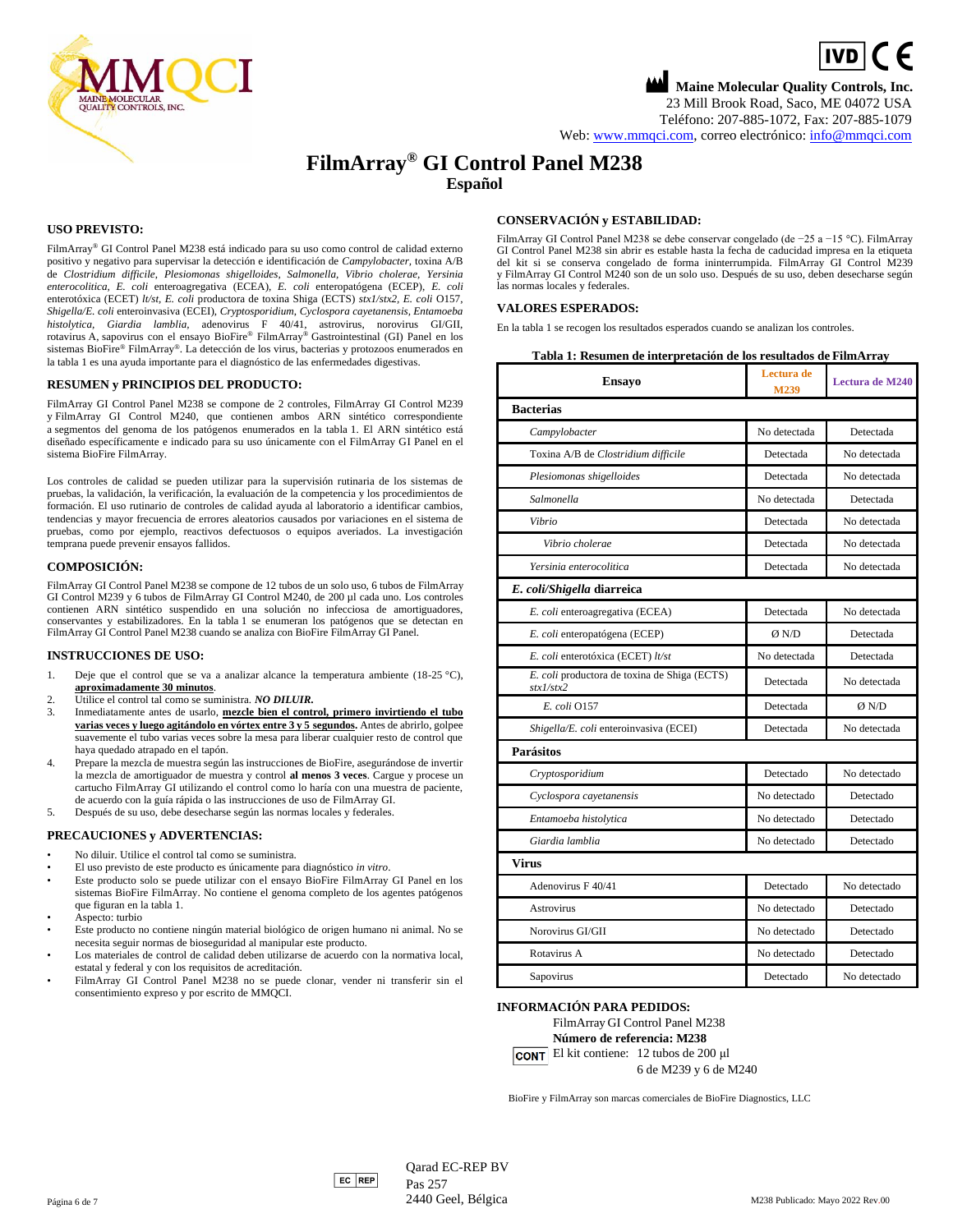**Maine Molecular Quality Controls, Inc.**
23 Mill Brook Road, Saco, ME 04072 USA
Teléfono: 207-885-1072, Fax: 207-885-1079
Web: www.mmqci.com, correo electrónico: info@mmqci.com

# FilmArray® GI Control Panel M238

## Español

### USO PREVISTO:

FilmArray® GI Control Panel M238 está indicado para su uso como control de calidad externo positivo y negativo para supervisar la detección e identificación de *Campylobacter*, toxina A/B de *Clostridium difficile*, *Plesiomonas shigelloides*, *Salmonella*, *Vibrio cholerae*, *Yersinia enterocolitica*, *E. coli* enteroagregativa (ECEA), *E. coli* enteropatógena (ECEP), *E. coli* enterotóxica (ECET) *lt/st*, *E. coli* productora de toxina de Shiga (ECTS) *stx1/stx2*, *E. coli* O157, *Shigella/E. coli* enteroinvasiva (ECEI), *Cryptosporidium*, *Cyclospora cayetanensis*, *Entamoeba histolytica*, *Giardia lamblia*, adenovirus F 40/41, astrovirus, norovirus GI/GII, rotavirus A, sapovirus con el ensayo BioFire® FilmArray® Gastrointestinal (GI) Panel en los sistemas BioFire® FilmArray®. La detección de los virus, bacterias y protozoos enumerados en la tabla 1 es una ayuda importante para el diagnóstico de las enfermedades digestivas.

### RESUMEN y PRINCIPIOS DEL PRODUCTO:

FilmArray GI Control Panel M238 se compone de 2 controles, FilmArray GI Control M239 y FilmArray GI Control M240, que contienen ambos ARN sintético correspondiente a segmentos del genoma de los patógenos enumerados en la tabla 1. El ARN sintético está diseñado específicamente e indicado para su uso únicamente con el FilmArray GI Panel en el sistema BioFire FilmArray.

Los controles de calidad se pueden utilizar para la supervisión rutinaria de los sistemas de pruebas, la validación, la verificación, la evaluación de la competencia y los procedimientos de formación. El uso rutinario de controles de calidad ayuda al laboratorio a identificar cambios, tendencias y mayor frecuencia de errores aleatorios causados por variaciones en el sistema de pruebas, como por ejemplo, reactivos defectuosos o equipos averiados. La investigación temprana puede prevenir ensayos fallidos.

### COMPOSICIÓN:

FilmArray GI Control Panel M238 se compone de 12 tubos de un solo uso, 6 tubos de FilmArray GI Control M239 y 6 tubos de FilmArray GI Control M240, de 200 µl cada uno. Los controles contienen ARN sintético suspendido en una solución no infecciosa de amortiguadores, conservantes y estabilizadores. En la tabla 1 se enumeran los patógenos que se detectan en FilmArray GI Control Panel M238 cuando se analiza con BioFire FilmArray GI Panel.

### INSTRUCCIONES DE USO:

1. Deje que el control que se va a analizar alcance la temperatura ambiente (18-25 °C), **aproximadamente 30 minutos**.
2. Utilice el control tal como se suministra. ***NO DILUIR.***
3. Inmediatamente antes de usarlo, **mezcle bien el control, primero invirtiendo el tubo varias veces y luego agitándolo en vórtex entre 3 y 5 segundos.** Antes de abrirlo, golpee suavemente el tubo varias veces sobre la mesa para liberar cualquier resto de control que haya quedado atrapado en el tapón.
4. Prepare la mezcla de muestra según las instrucciones de BioFire, asegurándose de invertir la mezcla de amortiguador de muestra y control **al menos 3 veces**. Cargue y procese un cartucho FilmArray GI utilizando el control como lo haría con una muestra de paciente, de acuerdo con la guía rápida o las instrucciones de uso de FilmArray GI.
5. Después de su uso, debe desecharse según las normas locales y federales.

### PRECAUCIONES y ADVERTENCIAS:

- No diluir. Utilice el control tal como se suministra.
- El uso previsto de este producto es únicamente para diagnóstico *in vitro*.
- Este producto solo se puede utilizar con el ensayo BioFire FilmArray GI Panel en los sistemas BioFire FilmArray. No contiene el genoma completo de los agentes patógenos que figuran en la tabla 1.
- Aspecto: turbio
- Este producto no contiene ningún material biológico de origen humano ni animal. No se necesita seguir normas de bioseguridad al manipular este producto.
- Los materiales de control de calidad deben utilizarse de acuerdo con la normativa local, estatal y federal y con los requisitos de acreditación.
- FilmArray GI Control Panel M238 no se puede clonar, vender ni transferir sin el consentimiento expreso y por escrito de MMQCI.

### CONSERVACIÓN y ESTABILIDAD:

FilmArray GI Control Panel M238 se debe conservar congelado (de −25 a −15 °C). FilmArray GI Control Panel M238 sin abrir es estable hasta la fecha de caducidad impresa en la etiqueta del kit si se conserva congelado de forma ininterrumpida. FilmArray GI Control M239 y FilmArray GI Control M240 son de un solo uso. Después de su uso, deben desecharse según las normas locales y federales.

### VALORES ESPERADOS:

En la tabla 1 se recogen los resultados esperados cuando se analizan los controles.

**Tabla 1: Resumen de interpretación de los resultados de FilmArray**

| Ensayo | Lectura de M239 | Lectura de M240 |
|---|---|---|
| **Bacterias** | | |
| *Campylobacter* | No detectada | Detectada |
| Toxina A/B de *Clostridium difficile* | Detectada | No detectada |
| *Plesiomonas shigelloides* | Detectada | No detectada |
| *Salmonella* | No detectada | Detectada |
| *Vibrio* | Detectada | No detectada |
| *Vibrio cholerae* | Detectada | No detectada |
| *Yersinia enterocolitica* | Detectada | No detectada |
| ***E. coli/Shigella* diarreica** | | |
| *E. coli* enteroagregativa (ECEA) | Detectada | No detectada |
| *E. coli* enteropatógena (ECEP) | Ø N/D | Detectada |
| *E. coli* enterotóxica (ECET) *lt/st* | No detectada | Detectada |
| *E. coli* productora de toxina de Shiga (ECTS) *stx1/stx2* | Detectada | No detectada |
| *E. coli* O157 | Detectada | Ø N/D |
| *Shigella/E. coli* enteroinvasiva (ECEI) | Detectada | No detectada |
| **Parásitos** | | |
| *Cryptosporidium* | Detectado | No detectado |
| *Cyclospora cayetanensis* | No detectado | Detectado |
| *Entamoeba histolytica* | No detectado | Detectado |
| *Giardia lamblia* | No detectado | Detectado |
| **Virus** | | |
| Adenovirus F 40/41 | Detectado | No detectado |
| Astrovirus | No detectado | Detectado |
| Norovirus GI/GII | No detectado | Detectado |
| Rotavirus A | No detectado | Detectado |
| Sapovirus | Detectado | No detectado |

### INFORMACIÓN PARA PEDIDOS:

FilmArray GI Control Panel M238
**Número de referencia: M238**
CONT El kit contiene: 12 tubos de 200 µl
6 de M239 y 6 de M240

BioFire y FilmArray son marcas comerciales de BioFire Diagnostics, LLC

EC REP Qarad EC-REP BV
Pas 257
2440 Geel, Bélgica

M238 Publicado: Mayo 2022 Rev.00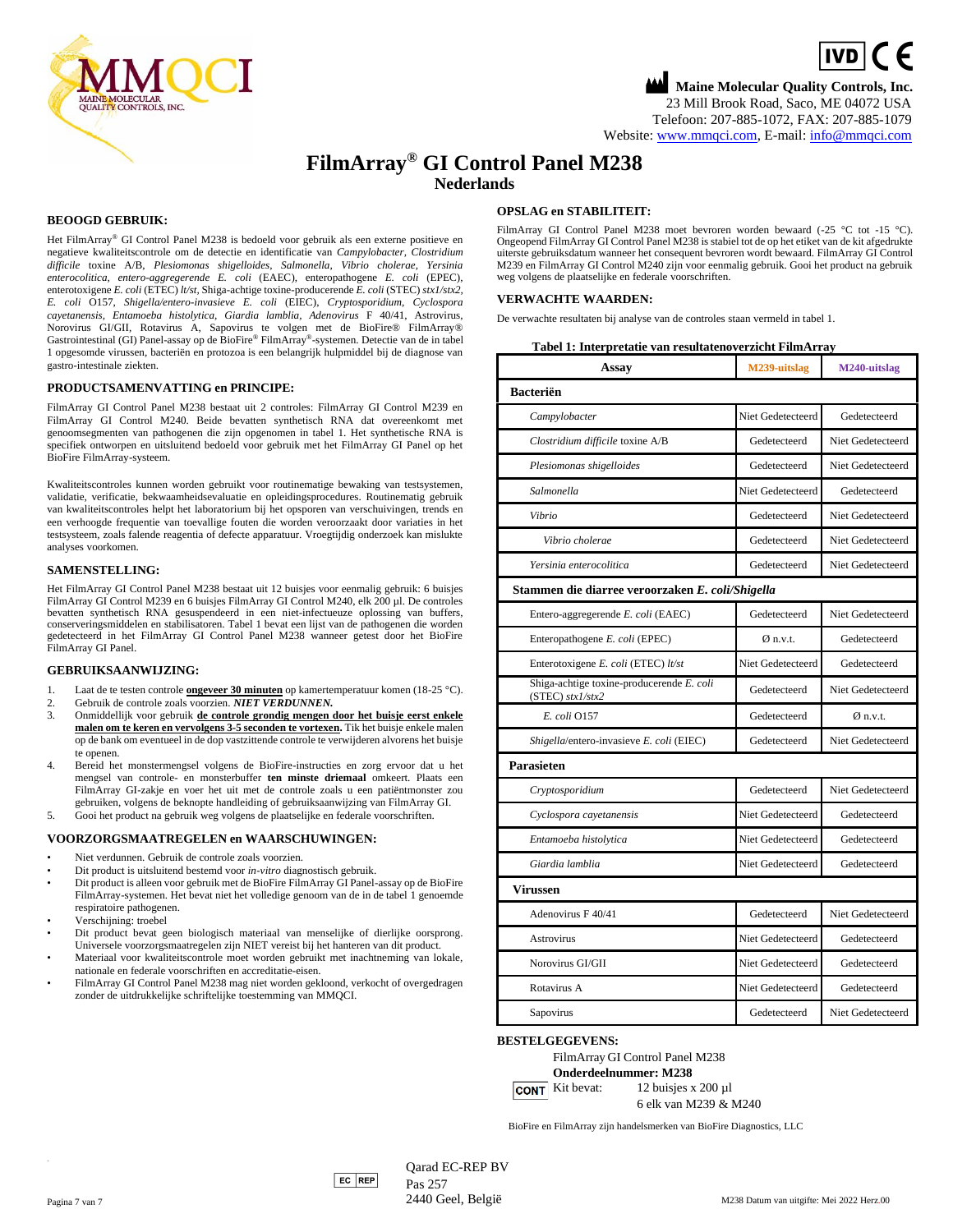Maine Molecular Quality Controls, Inc.
23 Mill Brook Road, Saco, ME 04072 USA
Telefoon: 207-885-1072, FAX: 207-885-1079
Website: www.mmqci.com, E-mail: info@mmqci.com

# FilmArray® GI Control Panel M238

## Nederlands

### BEOOGD GEBRUIK:

Het FilmArray® GI Control Panel M238 is bedoeld voor gebruik als een externe positieve en negatieve kwaliteitscontrole om de detectie en identificatie van *Campylobacter*, *Clostridium difficile* toxine A/B, *Plesiomonas shigelloides*, *Salmonella*, *Vibrio cholerae*, *Yersinia enterocolitica*, *entero-aggregerende E. coli* (EAEC), enteropathogene *E. coli* (EPEC), enterotoxigene *E. coli* (ETEC) *lt/st*, Shiga-achtige toxine-producerende *E. coli* (STEC) *stx1/stx2*, *E. coli* O157, *Shigella/entero-invasieve E. coli* (EIEC), *Cryptosporidium*, *Cyclospora cayetanensis*, *Entamoeba histolytica*, *Giardia lamblia*, *Adenovirus* F 40/41, Astrovirus, Norovirus GI/GII, Rotavirus A, Sapovirus te volgen met de BioFire® FilmArray® Gastrointestinal (GI) Panel-assay op de BioFire® FilmArray®-systemen. Detectie van de in tabel 1 opgesomde virussen, bacteriën en protozoa is een belangrijk hulpmiddel bij de diagnose van gastro-intestinale ziekten.

### PRODUCTSAMENVATTING en PRINCIPE:

FilmArray GI Control Panel M238 bestaat uit 2 controles: FilmArray GI Control M239 en FilmArray GI Control M240. Beide bevatten synthetisch RNA dat overeenkomt met genoomsegmenten van pathogenen die zijn opgenomen in tabel 1. Het synthetische RNA is specifiek ontworpen en uitsluitend bedoeld voor gebruik met het FilmArray GI Panel op het BioFire FilmArray-systeem.

Kwaliteitscontroles kunnen worden gebruikt voor routinematige bewaking van testsystemen, validatie, verificatie, bekwaamheidsevaluatie en opleidingsprocedures. Routinematig gebruik van kwaliteitscontroles helpt het laboratorium bij het opsporen van verschuivingen, trends en een verhoogde frequentie van toevallige fouten die worden veroorzaakt door variaties in het testsysteem, zoals falende reagentia of defecte apparatuur. Vroegtijdig onderzoek kan mislukte analyses voorkomen.

### SAMENSTELLING:

Het FilmArray GI Control Panel M238 bestaat uit 12 buisjes voor eenmalig gebruik: 6 buisjes FilmArray GI Control M239 en 6 buisjes FilmArray GI Control M240, elk 200 µl. De controles bevatten synthetisch RNA gesuspendeerd in een niet-infectueuze oplossing van buffers, conserveringsmiddelen en stabilisatoren. Tabel 1 bevat een lijst van de pathogenen die worden gedetecteerd in het FilmArray GI Control Panel M238 wanneer getest door het BioFire FilmArray GI Panel.

### GEBRUIKSAANWIJZING:

1. Laat de te testen controle **ongeveer 30 minuten** op kamertemperatuur komen (18-25 °C).
2. Gebruik de controle zoals voorzien. ***NIET VERDUNNEN.***
3. Onmiddellijk voor gebruik **de controle grondig mengen door het buisje eerst enkele malen om te keren en vervolgens 3-5 seconden te vortexen.** Tik het buisje enkele malen op de bank om eventueel in de dop vastzittende controle te verwijderen alvorens het buisje te openen.
4. Bereid het monstermengsel volgens de BioFire-instructies en zorg ervoor dat u het mengsel van controle- en monsterbuffer **ten minste driemaal** omkeert. Plaats een FilmArray GI-zakje en voer het uit met de controle zoals u een patiëntmonster zou gebruiken, volgens de beknopte handleiding of gebruiksaanwijzing van FilmArray GI.
5. Gooi het product na gebruik weg volgens de plaatselijke en federale voorschriften.

### VOORZORGSMAATREGELEN en WAARSCHUWINGEN:

- Niet verdunnen. Gebruik de controle zoals voorzien.
- Dit product is uitsluitend bestemd voor *in-vitro* diagnostisch gebruik.
- Dit product is alleen voor gebruik met de BioFire FilmArray GI Panel-assay op de BioFire FilmArray-systemen. Het bevat niet het volledige genoom van de in de tabel 1 genoemde respiratoire pathogenen.
- Verschijning: troebel
- Dit product bevat geen biologisch materiaal van menselijke of dierlijke oorsprong. Universele voorzorgsmaatregelen zijn NIET vereist bij het hanteren van dit product.
- Materiaal voor kwaliteitscontrole moet worden gebruikt met inachtneming van lokale, nationale en federale voorschriften en accreditatie-eisen.
- FilmArray GI Control Panel M238 mag niet worden gekloond, verkocht of overgedragen zonder de uitdrukkelijke schriftelijke toestemming van MMQCI.

### OPSLAG en STABILITEIT:

FilmArray GI Control Panel M238 moet bevroren worden bewaard (-25 °C tot -15 °C). Ongeopend FilmArray GI Control Panel M238 is stabiel tot de op het etiket van de kit afgedrukte uiterste gebruiksdatum wanneer het consequent bevroren wordt bewaard. FilmArray GI Control M239 en FilmArray GI Control M240 zijn voor eenmalig gebruik. Gooi het product na gebruik weg volgens de plaatselijke en federale voorschriften.

### VERWACHTE WAARDEN:

De verwachte resultaten bij analyse van de controles staan vermeld in tabel 1.

**Tabel 1: Interpretatie van resultatenoverzicht FilmArray**

| Assay | M239-uitslag | M240-uitslag |
|---|---|---|
| **Bacteriën** | | |
| *Campylobacter* | Niet Gedetecteerd | Gedetecteerd |
| *Clostridium difficile* toxine A/B | Gedetecteerd | Niet Gedetecteerd |
| *Plesiomonas shigelloides* | Gedetecteerd | Niet Gedetecteerd |
| *Salmonella* | Niet Gedetecteerd | Gedetecteerd |
| *Vibrio* | Gedetecteerd | Niet Gedetecteerd |
| *Vibrio cholerae* | Gedetecteerd | Niet Gedetecteerd |
| *Yersinia enterocolitica* | Gedetecteerd | Niet Gedetecteerd |
| **Stammen die diarree veroorzaken *E. coli/Shigella*** | | |
| Entero-aggregerende *E. coli* (EAEC) | Gedetecteerd | Niet Gedetecteerd |
| Enteropathogene *E. coli* (EPEC) | Ø n.v.t. | Gedetecteerd |
| Enterotoxigene *E. coli* (ETEC) *lt/st* | Niet Gedetecteerd | Gedetecteerd |
| Shiga-achtige toxine-producerende *E. coli* (STEC) *stx1/stx2* | Gedetecteerd | Niet Gedetecteerd |
| *E. coli* O157 | Gedetecteerd | Ø n.v.t. |
| *Shigella*/entero-invasieve *E. coli* (EIEC) | Gedetecteerd | Niet Gedetecteerd |
| **Parasieten** | | |
| *Cryptosporidium* | Gedetecteerd | Niet Gedetecteerd |
| *Cyclospora cayetanensis* | Niet Gedetecteerd | Gedetecteerd |
| *Entamoeba histolytica* | Niet Gedetecteerd | Gedetecteerd |
| *Giardia lamblia* | Niet Gedetecteerd | Gedetecteerd |
| **Virussen** | | |
| Adenovirus F 40/41 | Gedetecteerd | Niet Gedetecteerd |
| Astrovirus | Niet Gedetecteerd | Gedetecteerd |
| Norovirus GI/GII | Niet Gedetecteerd | Gedetecteerd |
| Rotavirus A | Niet Gedetecteerd | Gedetecteerd |
| Sapovirus | Gedetecteerd | Niet Gedetecteerd |

### BESTELGEGEVENS:

FilmArray GI Control Panel M238
**Onderdeelnummer: M238**
CONT Kit bevat: 12 buisjes x 200 µl
6 elk van M239 & M240

BioFire en FilmArray zijn handelsmerken van BioFire Diagnostics, LLC

EC REP Qarad EC-REP BV
Pas 257
2440 Geel, België

M238 Datum van uitgifte: Mei 2022 Herz.00